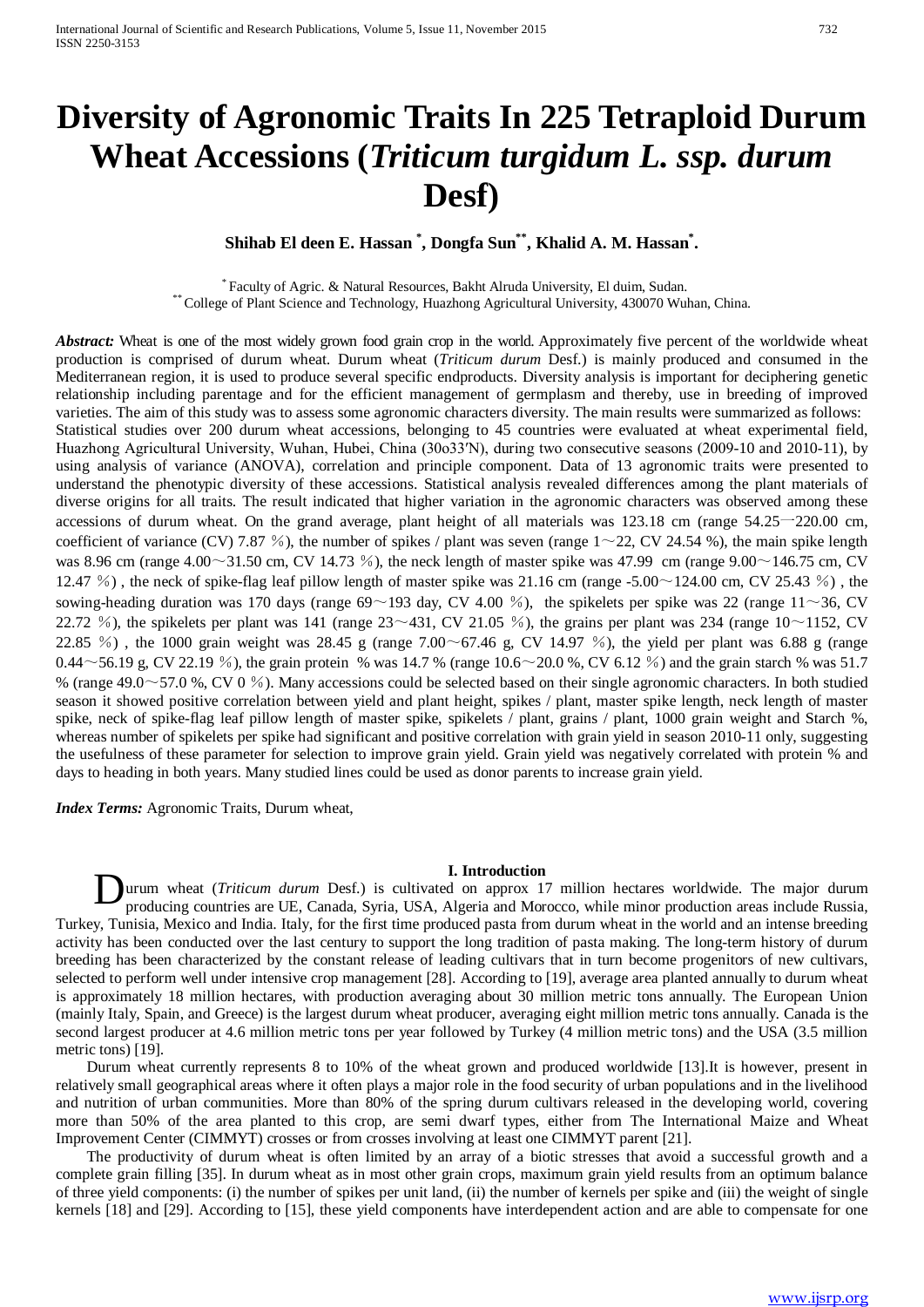# Diversity of Agronomic Traits In 225 Tetraploid Durum Wheat Accessions (*Triticum turgidum L. ssp. durum* Desf)

**Shihab El deen E. Hassan [*], Dongfa Sun [**], Khalid A. M. Hassan [*].**

[*] Faculty of Agric. & Natural Resources, Bakht Alruda University, El duim, Sudan.
[**] College of Plant Science and Technology, Huazhong Agricultural University, 430070 Wuhan, China.

***Abstract:*** Wheat is one of the most widely grown food grain crop in the world. Approximately five percent of the worldwide wheat production is comprised of durum wheat. Durum wheat (*Triticum durum* Desf.) is mainly produced and consumed in the Mediterranean region, it is used to produce several specific endproducts. Diversity analysis is important for deciphering genetic relationship including parentage and for the efficient management of germplasm and thereby, use in breeding of improved varieties. The aim of this study was to assess some agronomic characters diversity. The main results were summarized as follows: Statistical studies over 200 durum wheat accessions, belonging to 45 countries were evaluated at wheat experimental field, Huazhong Agricultural University, Wuhan, Hubei, China (30o33′N), during two consecutive seasons (2009-10 and 2010-11), by using analysis of variance (ANOVA), correlation and principle component. Data of 13 agronomic traits were presented to understand the phenotypic diversity of these accessions. Statistical analysis revealed differences among the plant materials of diverse origins for all traits. The result indicated that higher variation in the agronomic characters was observed among these accessions of durum wheat. On the grand average, plant height of all materials was 123.18 cm (range 54.25—220.00 cm, coefficient of variance (CV) 7.87 ％), the number of spikes / plant was seven (range 1～22, CV 24.54 %), the main spike length was 8.96 cm (range 4.00～31.50 cm, CV 14.73 ％), the neck length of master spike was 47.99 cm (range 9.00～146.75 cm, CV 12.47 ％) , the neck of spike-flag leaf pillow length of master spike was 21.16 cm (range -5.00～124.00 cm, CV 25.43 ％) , the sowing-heading duration was 170 days (range 69～193 day, CV 4.00 ％), the spikelets per spike was 22 (range 11～36, CV 22.72 ％), the spikelets per plant was 141 (range 23～431, CV 21.05 ％), the grains per plant was 234 (range 10～1152, CV 22.85 ％) , the 1000 grain weight was 28.45 g (range 7.00～67.46 g, CV 14.97 ％), the yield per plant was 6.88 g (range 0.44～56.19 g, CV 22.19 ％), the grain protein % was 14.7 % (range 10.6～20.0 %, CV 6.12 ％) and the grain starch % was 51.7 % (range 49.0～57.0 %, CV 0 ％). Many accessions could be selected based on their single agronomic characters. In both studied season it showed positive correlation between yield and plant height, spikes / plant, master spike length, neck length of master spike, neck of spike-flag leaf pillow length of master spike, spikelets / plant, grains / plant, 1000 grain weight and Starch %, whereas number of spikelets per spike had significant and positive correlation with grain yield in season 2010-11 only, suggesting the usefulness of these parameter for selection to improve grain yield. Grain yield was negatively correlated with protein % and days to heading in both years. Many studied lines could be used as donor parents to increase grain yield.

***Index Terms:*** Agronomic Traits, Durum wheat,

## I. Introduction

Durum wheat (*Triticum durum* Desf.) is cultivated on approx 17 million hectares worldwide. The major durum producing countries are UE, Canada, Syria, USA, Algeria and Morocco, while minor production areas include Russia, Turkey, Tunisia, Mexico and India. Italy, for the first time produced pasta from durum wheat in the world and an intense breeding activity has been conducted over the last century to support the long tradition of pasta making. The long-term history of durum breeding has been characterized by the constant release of leading cultivars that in turn become progenitors of new cultivars, selected to perform well under intensive crop management [28]. According to [19], average area planted annually to durum wheat is approximately 18 million hectares, with production averaging about 30 million metric tons annually. The European Union (mainly Italy, Spain, and Greece) is the largest durum wheat producer, averaging eight million metric tons annually. Canada is the second largest producer at 4.6 million metric tons per year followed by Turkey (4 million metric tons) and the USA (3.5 million metric tons) [19].

Durum wheat currently represents 8 to 10% of the wheat grown and produced worldwide [13].It is however, present in relatively small geographical areas where it often plays a major role in the food security of urban populations and in the livelihood and nutrition of urban communities. More than 80% of the spring durum cultivars released in the developing world, covering more than 50% of the area planted to this crop, are semi dwarf types, either from The International Maize and Wheat Improvement Center (CIMMYT) crosses or from crosses involving at least one CIMMYT parent [21].

The productivity of durum wheat is often limited by an array of a biotic stresses that avoid a successful growth and a complete grain filling [35]. In durum wheat as in most other grain crops, maximum grain yield results from an optimum balance of three yield components: (i) the number of spikes per unit land, (ii) the number of kernels per spike and (iii) the weight of single kernels [18] and [29]. According to [15], these yield components have interdependent action and are able to compensate for one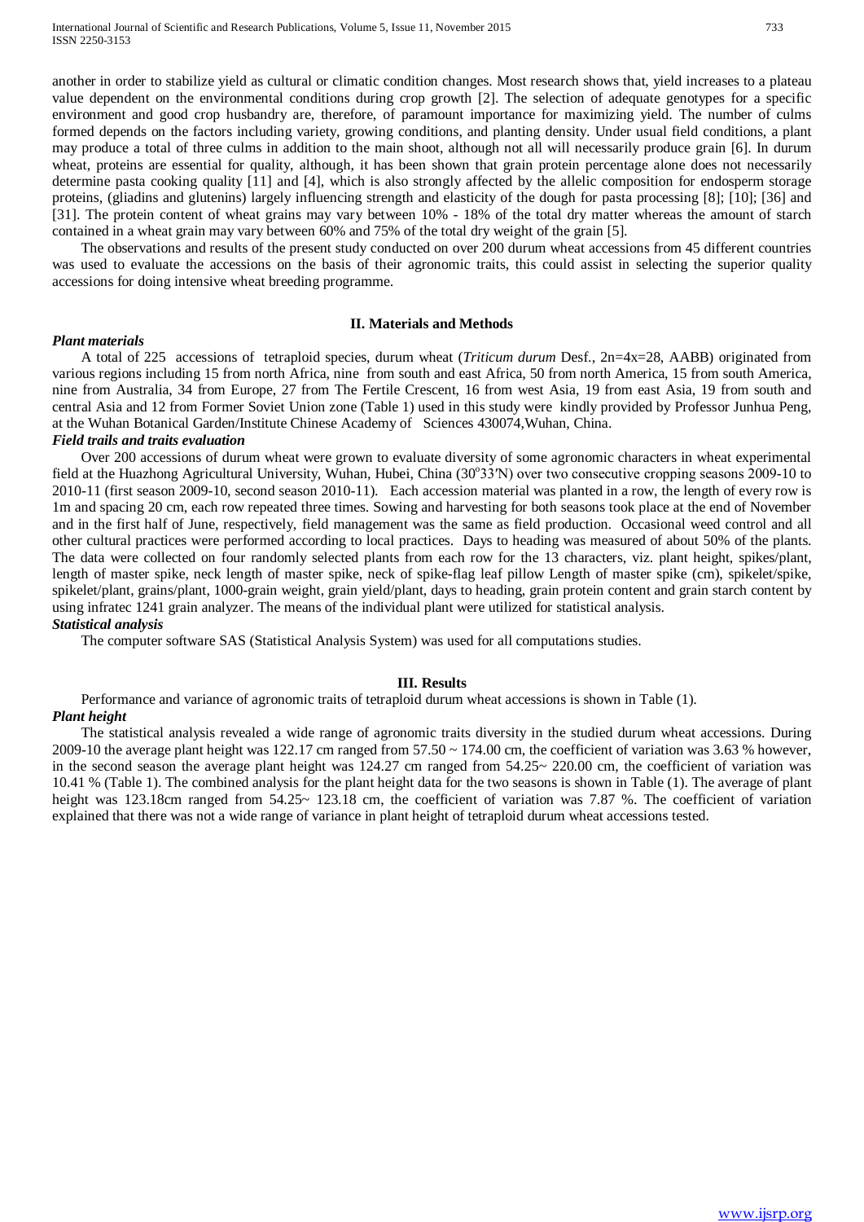another in order to stabilize yield as cultural or climatic condition changes. Most research shows that, yield increases to a plateau value dependent on the environmental conditions during crop growth [2]. The selection of adequate genotypes for a specific environment and good crop husbandry are, therefore, of paramount importance for maximizing yield. The number of culms formed depends on the factors including variety, growing conditions, and planting density. Under usual field conditions, a plant may produce a total of three culms in addition to the main shoot, although not all will necessarily produce grain [6]. In durum wheat, proteins are essential for quality, although, it has been shown that grain protein percentage alone does not necessarily determine pasta cooking quality [11] and [4], which is also strongly affected by the allelic composition for endosperm storage proteins, (gliadins and glutenins) largely influencing strength and elasticity of the dough for pasta processing [8]; [10]; [36] and [31]. The protein content of wheat grains may vary between 10% - 18% of the total dry matter whereas the amount of starch contained in a wheat grain may vary between 60% and 75% of the total dry weight of the grain [5].

The observations and results of the present study conducted on over 200 durum wheat accessions from 45 different countries was used to evaluate the accessions on the basis of their agronomic traits, this could assist in selecting the superior quality accessions for doing intensive wheat breeding programme.

## II. Materials and Methods

***Plant materials***

A total of 225 accessions of tetraploid species, durum wheat (*Triticum durum* Desf., 2n=4x=28, AABB) originated from various regions including 15 from north Africa, nine from south and east Africa, 50 from north America, 15 from south America, nine from Australia, 34 from Europe, 27 from The Fertile Crescent, 16 from west Asia, 19 from east Asia, 19 from south and central Asia and 12 from Former Soviet Union zone (Table 1) used in this study were kindly provided by Professor Junhua Peng, at the Wuhan Botanical Garden/Institute Chinese Academy of Sciences 430074,Wuhan, China.

***Field trails and traits evaluation***

Over 200 accessions of durum wheat were grown to evaluate diversity of some agronomic characters in wheat experimental field at the Huazhong Agricultural University, Wuhan, Hubei, China (30°33′N) over two consecutive cropping seasons 2009-10 to 2010-11 (first season 2009-10, second season 2010-11). Each accession material was planted in a row, the length of every row is 1m and spacing 20 cm, each row repeated three times. Sowing and harvesting for both seasons took place at the end of November and in the first half of June, respectively, field management was the same as field production. Occasional weed control and all other cultural practices were performed according to local practices. Days to heading was measured of about 50% of the plants. The data were collected on four randomly selected plants from each row for the 13 characters, viz. plant height, spikes/plant, length of master spike, neck length of master spike, neck of spike-flag leaf pillow Length of master spike (cm), spikelet/spike, spikelet/plant, grains/plant, 1000-grain weight, grain yield/plant, days to heading, grain protein content and grain starch content by using infratec 1241 grain analyzer. The means of the individual plant were utilized for statistical analysis.

***Statistical analysis***

The computer software SAS (Statistical Analysis System) was used for all computations studies.

## III. Results

Performance and variance of agronomic traits of tetraploid durum wheat accessions is shown in Table (1).

***Plant height***

The statistical analysis revealed a wide range of agronomic traits diversity in the studied durum wheat accessions. During 2009-10 the average plant height was 122.17 cm ranged from 57.50 ~ 174.00 cm, the coefficient of variation was 3.63 % however, in the second season the average plant height was 124.27 cm ranged from 54.25~ 220.00 cm, the coefficient of variation was 10.41 % (Table 1). The combined analysis for the plant height data for the two seasons is shown in Table (1). The average of plant height was 123.18cm ranged from 54.25~ 123.18 cm, the coefficient of variation was 7.87 %. The coefficient of variation explained that there was not a wide range of variance in plant height of tetraploid durum wheat accessions tested.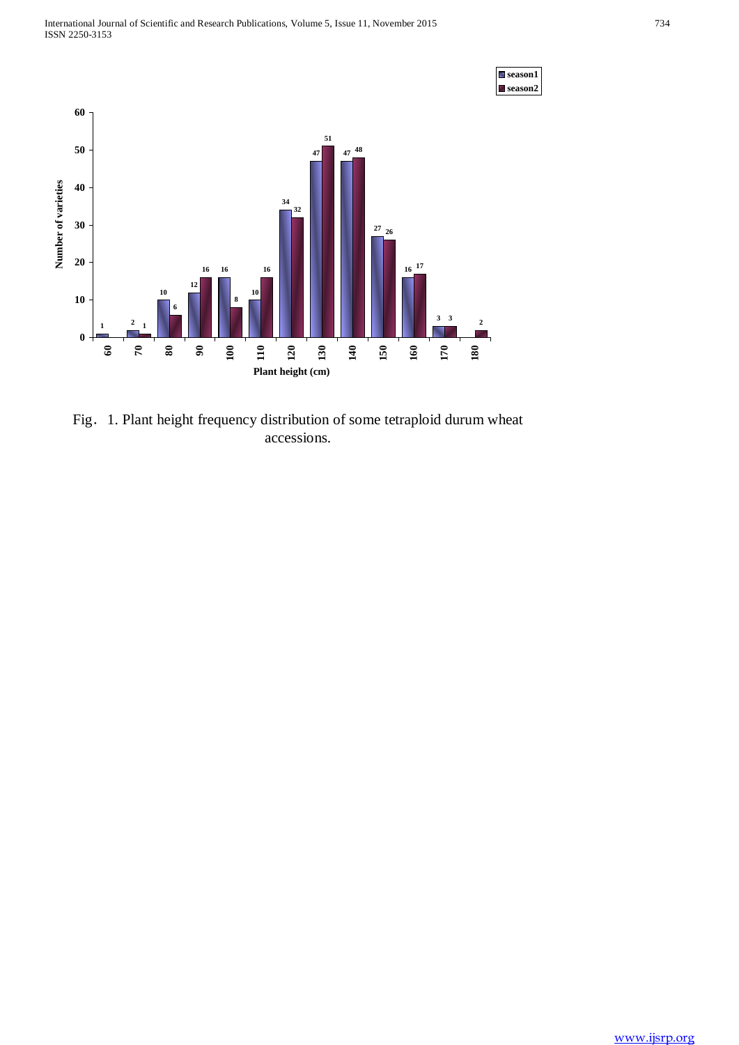Fig. 1. Plant height frequency distribution of some tetraploid durum wheat accessions.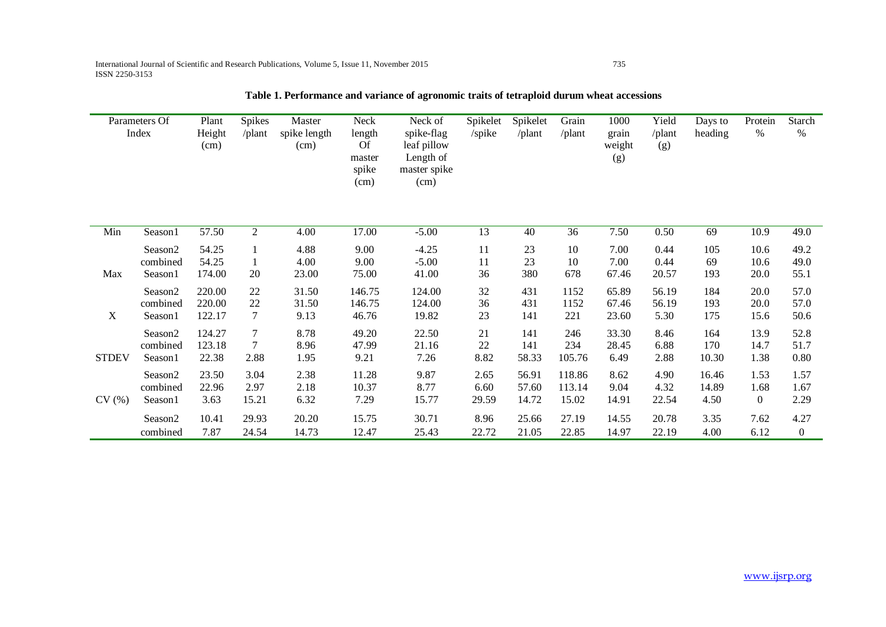**Table 1. Performance and variance of agronomic traits of tetraploid durum wheat accessions**

| Parameters Of Index | | Plant Height (cm) | Spikes /plant | Master spike length (cm) | Neck length Of master spike (cm) | Neck of spike-flag leaf pillow Length of master spike (cm) | Spikelet /spike | Spikelet /plant | Grain /plant | 1000 grain weight (g) | Yield /plant (g) | Days to heading | Protein % | Starch % |
|---|---|---|---|---|---|---|---|---|---|---|---|---|---|---|
| Min | Season1 | 57.50 | 2 | 4.00 | 17.00 | -5.00 | 13 | 40 | 36 | 7.50 | 0.50 | 69 | 10.9 | 49.0 |
| | Season2 | 54.25 | 1 | 4.88 | 9.00 | -4.25 | 11 | 23 | 10 | 7.00 | 0.44 | 105 | 10.6 | 49.2 |
| | combined | 54.25 | 1 | 4.00 | 9.00 | -5.00 | 11 | 23 | 10 | 7.00 | 0.44 | 69 | 10.6 | 49.0 |
| Max | Season1 | 174.00 | 20 | 23.00 | 75.00 | 41.00 | 36 | 380 | 678 | 67.46 | 20.57 | 193 | 20.0 | 55.1 |
| | Season2 | 220.00 | 22 | 31.50 | 146.75 | 124.00 | 32 | 431 | 1152 | 65.89 | 56.19 | 184 | 20.0 | 57.0 |
| | combined | 220.00 | 22 | 31.50 | 146.75 | 124.00 | 36 | 431 | 1152 | 67.46 | 56.19 | 193 | 20.0 | 57.0 |
| X | Season1 | 122.17 | 7 | 9.13 | 46.76 | 19.82 | 23 | 141 | 221 | 23.60 | 5.30 | 175 | 15.6 | 50.6 |
| | Season2 | 124.27 | 7 | 8.78 | 49.20 | 22.50 | 21 | 141 | 246 | 33.30 | 8.46 | 164 | 13.9 | 52.8 |
| | combined | 123.18 | 7 | 8.96 | 47.99 | 21.16 | 22 | 141 | 234 | 28.45 | 6.88 | 170 | 14.7 | 51.7 |
| STDEV | Season1 | 22.38 | 2.88 | 1.95 | 9.21 | 7.26 | 8.82 | 58.33 | 105.76 | 6.49 | 2.88 | 10.30 | 1.38 | 0.80 |
| | Season2 | 23.50 | 3.04 | 2.38 | 11.28 | 9.87 | 2.65 | 56.91 | 118.86 | 8.62 | 4.90 | 16.46 | 1.53 | 1.57 |
| | combined | 22.96 | 2.97 | 2.18 | 10.37 | 8.77 | 6.60 | 57.60 | 113.14 | 9.04 | 4.32 | 14.89 | 1.68 | 1.67 |
| CV (%) | Season1 | 3.63 | 15.21 | 6.32 | 7.29 | 15.77 | 29.59 | 14.72 | 15.02 | 14.91 | 22.54 | 4.50 | 0 | 2.29 |
| | Season2 | 10.41 | 29.93 | 20.20 | 15.75 | 30.71 | 8.96 | 25.66 | 27.19 | 14.55 | 20.78 | 3.35 | 7.62 | 4.27 |
| | combined | 7.87 | 24.54 | 14.73 | 12.47 | 25.43 | 22.72 | 21.05 | 22.85 | 14.97 | 22.19 | 4.00 | 6.12 | 0 |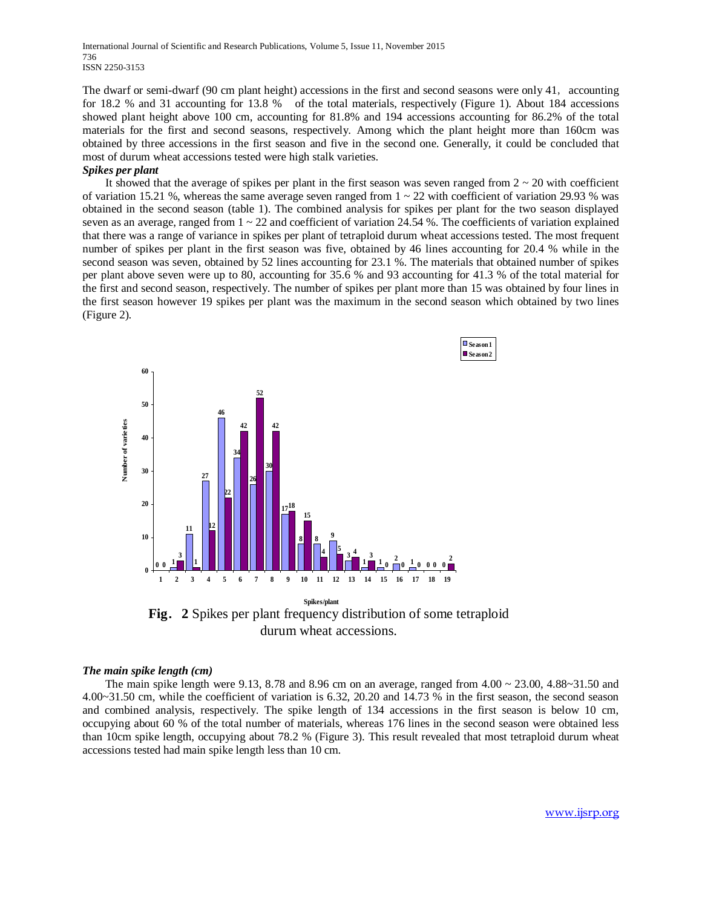The dwarf or semi-dwarf (90 cm plant height) accessions in the first and second seasons were only 41, accounting for 18.2 % and 31 accounting for 13.8 % of the total materials, respectively (Figure 1). About 184 accessions showed plant height above 100 cm, accounting for 81.8% and 194 accessions accounting for 86.2% of the total materials for the first and second seasons, respectively. Among which the plant height more than 160cm was obtained by three accessions in the first season and five in the second one. Generally, it could be concluded that most of durum wheat accessions tested were high stalk varieties.

***Spikes per plant***

It showed that the average of spikes per plant in the first season was seven ranged from 2 ~ 20 with coefficient of variation 15.21 %, whereas the same average seven ranged from 1 ~ 22 with coefficient of variation 29.93 % was obtained in the second season (table 1). The combined analysis for spikes per plant for the two season displayed seven as an average, ranged from 1 ~ 22 and coefficient of variation 24.54 %. The coefficients of variation explained that there was a range of variance in spikes per plant of tetraploid durum wheat accessions tested. The most frequent number of spikes per plant in the first season was five, obtained by 46 lines accounting for 20.4 % while in the second season was seven, obtained by 52 lines accounting for 23.1 %. The materials that obtained number of spikes per plant above seven were up to 80, accounting for 35.6 % and 93 accounting for 41.3 % of the total material for the first and second season, respectively. The number of spikes per plant more than 15 was obtained by four lines in the first season however 19 spikes per plant was the maximum in the second season which obtained by two lines (Figure 2).

| Spikes/plant | Season1 | Season2 |
|---|---|---|
| 1 | 0 | 0 |
| 2 | 1 | 3 |
| 3 | 11 | 1 |
| 4 | 27 | 12 |
| 5 | 46 | 22 |
| 6 | 34 | 42 |
| 7 | 26 | 52 |
| 8 | 30 | 42 |
| 9 | 17 | 18 |
| 10 | 8 | 15 |
| 11 | 8 | 4 |
| 12 | 9 | 5 |
| 13 | 3 | 4 |
| 14 | 1 | 3 |
| 15 | 1 | 0 |
| 16 | 2 | 0 |
| 17 | 1 | 0 |
| 18 | 0 | 0 |
| 19 | 0 | 2 |

**Fig. 2** Spikes per plant frequency distribution of some tetraploid durum wheat accessions.

***The main spike length (cm)***

The main spike length were 9.13, 8.78 and 8.96 cm on an average, ranged from 4.00 ~ 23.00, 4.88~31.50 and 4.00~31.50 cm, while the coefficient of variation is 6.32, 20.20 and 14.73 % in the first season, the second season and combined analysis, respectively. The spike length of 134 accessions in the first season is below 10 cm, occupying about 60 % of the total number of materials, whereas 176 lines in the second season were obtained less than 10cm spike length, occupying about 78.2 % (Figure 3). This result revealed that most tetraploid durum wheat accessions tested had main spike length less than 10 cm.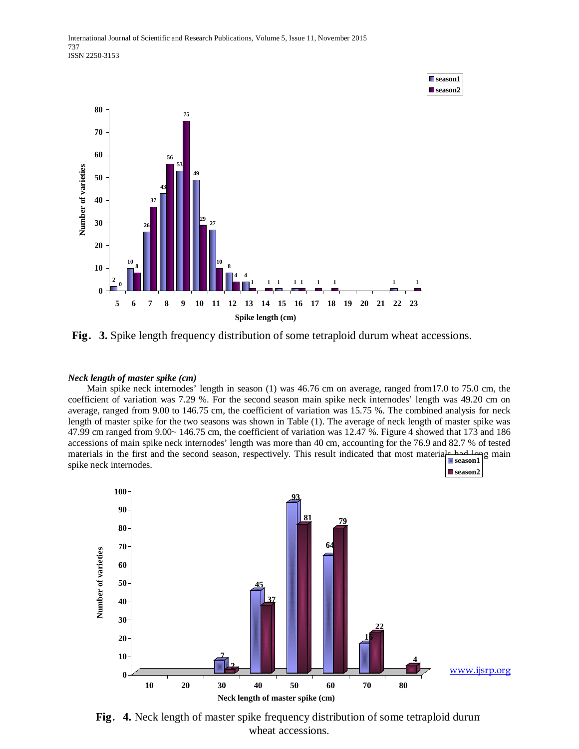Fig. 3. Spike length frequency distribution of some tetraploid durum wheat accessions.

*Neck length of master spike (cm)*

Main spike neck internodes' length in season (1) was 46.76 cm on average, ranged from17.0 to 75.0 cm, the coefficient of variation was 7.29 %. For the second season main spike neck internodes' length was 49.20 cm on average, ranged from 9.00 to 146.75 cm, the coefficient of variation was 15.75 %. The combined analysis for neck length of master spike for the two seasons was shown in Table (1). The average of neck length of master spike was 47.99 cm ranged from 9.00~ 146.75 cm, the coefficient of variation was 12.47 %. Figure 4 showed that 173 and 186 accessions of main spike neck internodes' length was more than 40 cm, accounting for the 76.9 and 82.7 % of tested materials in the first and the second season, respectively. This result indicated that most materials had long main spike neck internodes.

Fig. 4. Neck length of master spike frequency distribution of some tetraploid durum wheat accessions.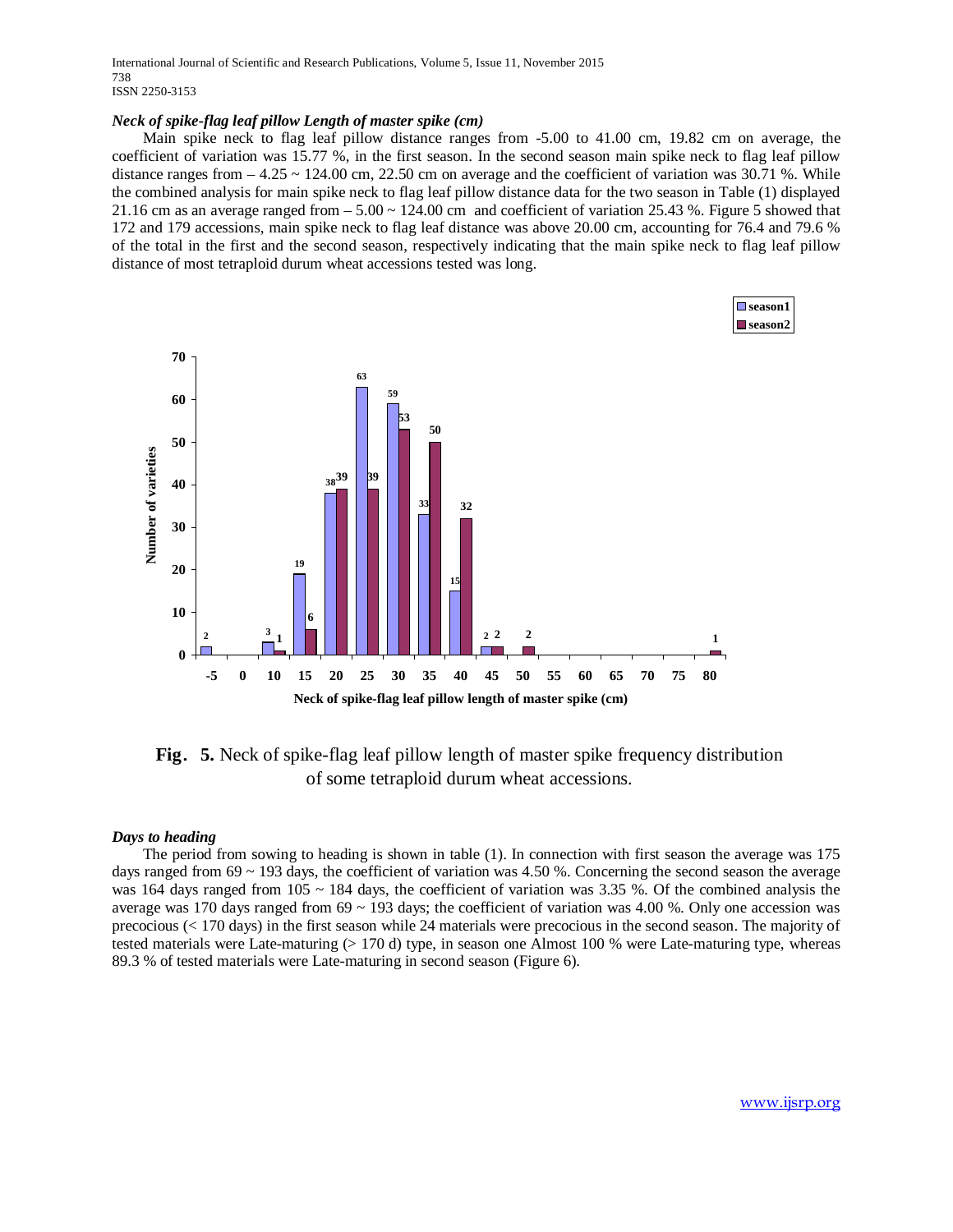***Neck of spike-flag leaf pillow Length of master spike (cm)***

Main spike neck to flag leaf pillow distance ranges from -5.00 to 41.00 cm, 19.82 cm on average, the coefficient of variation was 15.77 %, in the first season. In the second season main spike neck to flag leaf pillow distance ranges from – 4.25 ~ 124.00 cm, 22.50 cm on average and the coefficient of variation was 30.71 %. While the combined analysis for main spike neck to flag leaf pillow distance data for the two season in Table (1) displayed 21.16 cm as an average ranged from – 5.00 ~ 124.00 cm and coefficient of variation 25.43 %. Figure 5 showed that 172 and 179 accessions, main spike neck to flag leaf distance was above 20.00 cm, accounting for 76.4 and 79.6 % of the total in the first and the second season, respectively indicating that the main spike neck to flag leaf pillow distance of most tetraploid durum wheat accessions tested was long.

**Fig. 5.** Neck of spike-flag leaf pillow length of master spike frequency distribution of some tetraploid durum wheat accessions.

***Days to heading***

The period from sowing to heading is shown in table (1). In connection with first season the average was 175 days ranged from 69 ~ 193 days, the coefficient of variation was 4.50 %. Concerning the second season the average was 164 days ranged from 105 ~ 184 days, the coefficient of variation was 3.35 %. Of the combined analysis the average was 170 days ranged from 69 ~ 193 days; the coefficient of variation was 4.00 %. Only one accession was precocious (< 170 days) in the first season while 24 materials were precocious in the second season. The majority of tested materials were Late-maturing (> 170 d) type, in season one Almost 100 % were Late-maturing type, whereas 89.3 % of tested materials were Late-maturing in second season (Figure 6).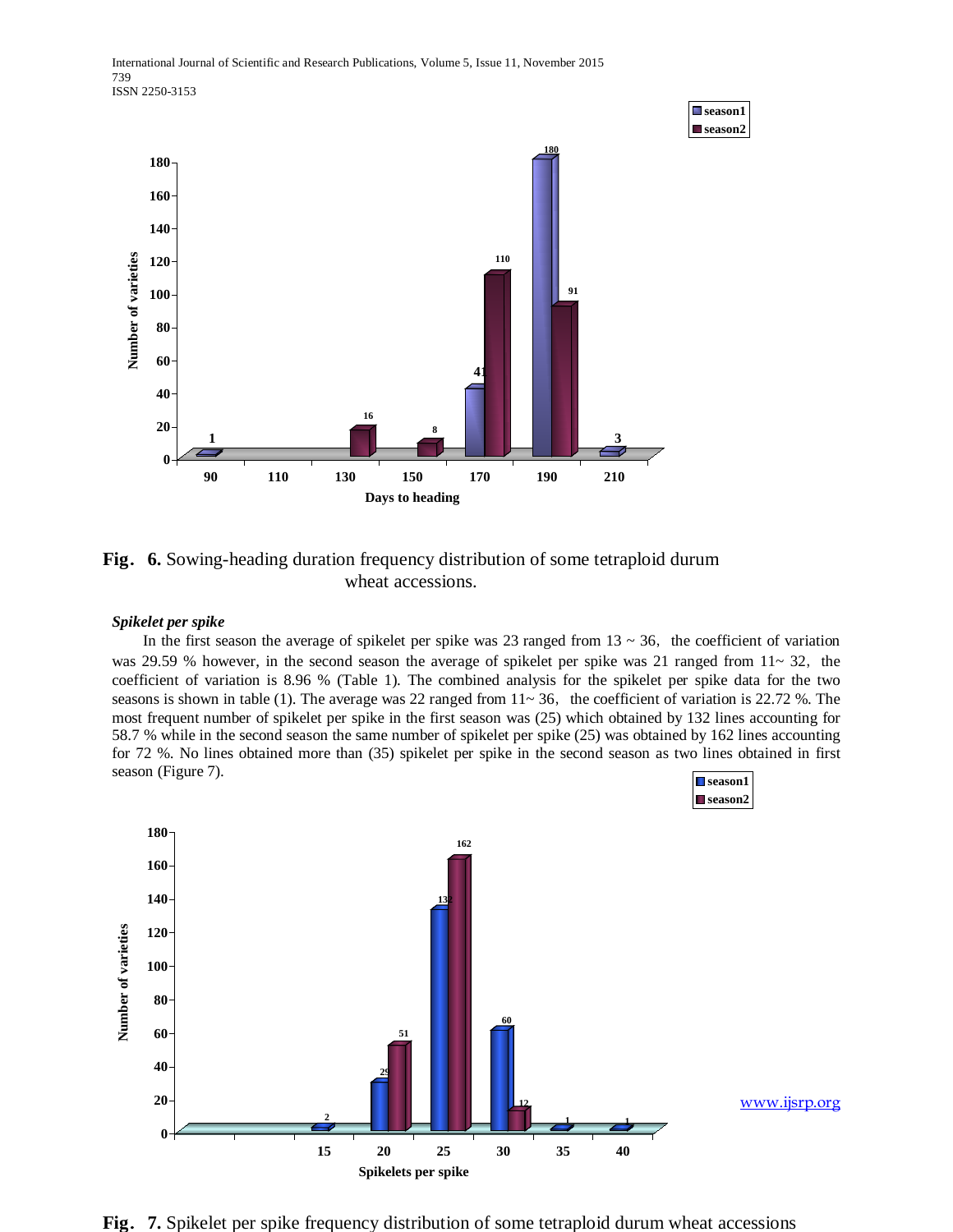Fig. 6. Sowing-heading duration frequency distribution of some tetraploid durum wheat accessions.

***Spikelet per spike***

In the first season the average of spikelet per spike was 23 ranged from 13 ~ 36, the coefficient of variation was 29.59 % however, in the second season the average of spikelet per spike was 21 ranged from 11~ 32, the coefficient of variation is 8.96 % (Table 1). The combined analysis for the spikelet per spike data for the two seasons is shown in table (1). The average was 22 ranged from 11~ 36, the coefficient of variation is 22.72 %. The most frequent number of spikelet per spike in the first season was (25) which obtained by 132 lines accounting for 58.7 % while in the second season the same number of spikelet per spike (25) was obtained by 162 lines accounting for 72 %. No lines obtained more than (35) spikelet per spike in the second season as two lines obtained in first season (Figure 7).

Fig. 7. Spikelet per spike frequency distribution of some tetraploid durum wheat accessions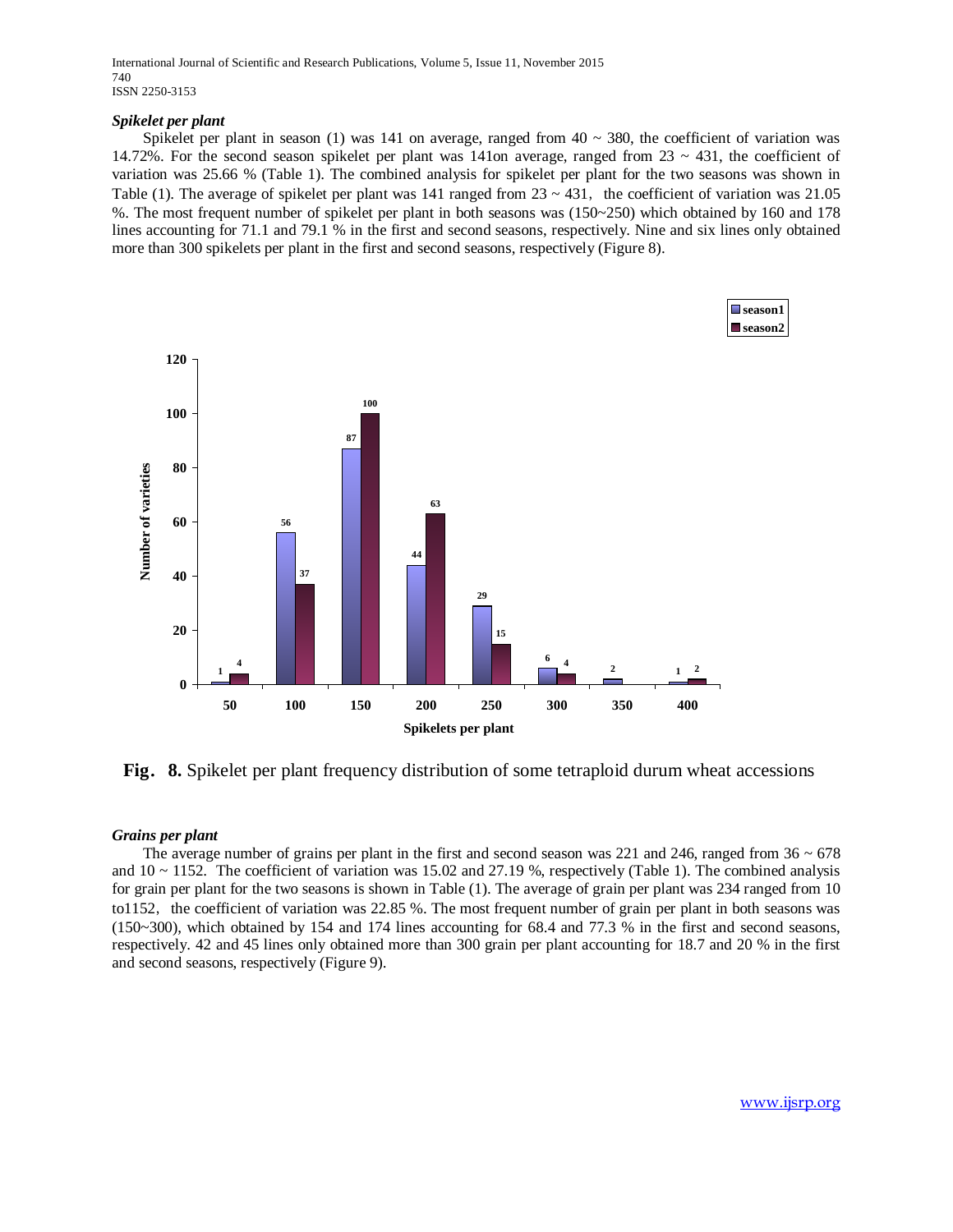### *Spikelet per plant*

Spikelet per plant in season (1) was 141 on average, ranged from 40 ~ 380, the coefficient of variation was 14.72%. For the second season spikelet per plant was 141on average, ranged from 23 ~ 431, the coefficient of variation was 25.66 % (Table 1). The combined analysis for spikelet per plant for the two seasons was shown in Table (1). The average of spikelet per plant was 141 ranged from 23 ~ 431, the coefficient of variation was 21.05 %. The most frequent number of spikelet per plant in both seasons was (150~250) which obtained by 160 and 178 lines accounting for 71.1 and 79.1 % in the first and second seasons, respectively. Nine and six lines only obtained more than 300 spikelets per plant in the first and second seasons, respectively (Figure 8).

**Fig. 8.** Spikelet per plant frequency distribution of some tetraploid durum wheat accessions

### *Grains per plant*

The average number of grains per plant in the first and second season was 221 and 246, ranged from 36 ~ 678 and 10 ~ 1152. The coefficient of variation was 15.02 and 27.19 %, respectively (Table 1). The combined analysis for grain per plant for the two seasons is shown in Table (1). The average of grain per plant was 234 ranged from 10 to1152, the coefficient of variation was 22.85 %. The most frequent number of grain per plant in both seasons was (150~300), which obtained by 154 and 174 lines accounting for 68.4 and 77.3 % in the first and second seasons, respectively. 42 and 45 lines only obtained more than 300 grain per plant accounting for 18.7 and 20 % in the first and second seasons, respectively (Figure 9).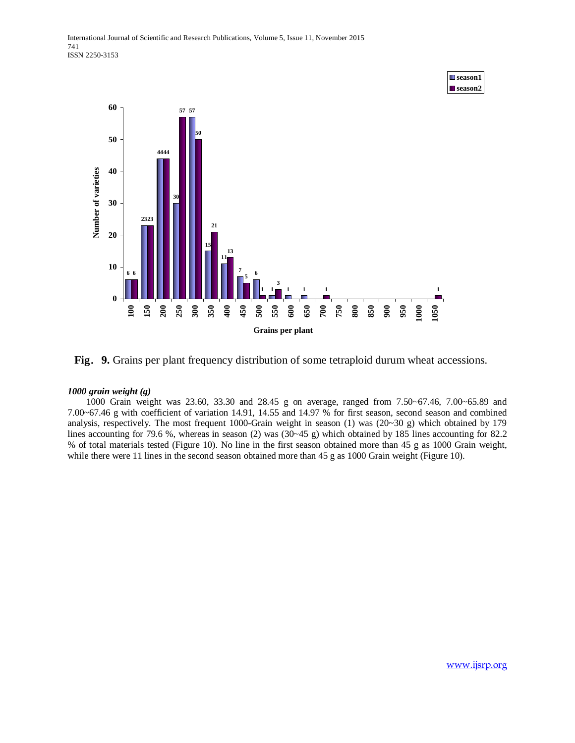**Fig. 9.** Grains per plant frequency distribution of some tetraploid durum wheat accessions.

### *1000 grain weight (g)*

1000 Grain weight was 23.60, 33.30 and 28.45 g on average, ranged from 7.50~67.46, 7.00~65.89 and 7.00~67.46 g with coefficient of variation 14.91, 14.55 and 14.97 % for first season, second season and combined analysis, respectively. The most frequent 1000-Grain weight in season (1) was (20~30 g) which obtained by 179 lines accounting for 79.6 %, whereas in season (2) was (30~45 g) which obtained by 185 lines accounting for 82.2 % of total materials tested (Figure 10). No line in the first season obtained more than 45 g as 1000 Grain weight, while there were 11 lines in the second season obtained more than 45 g as 1000 Grain weight (Figure 10).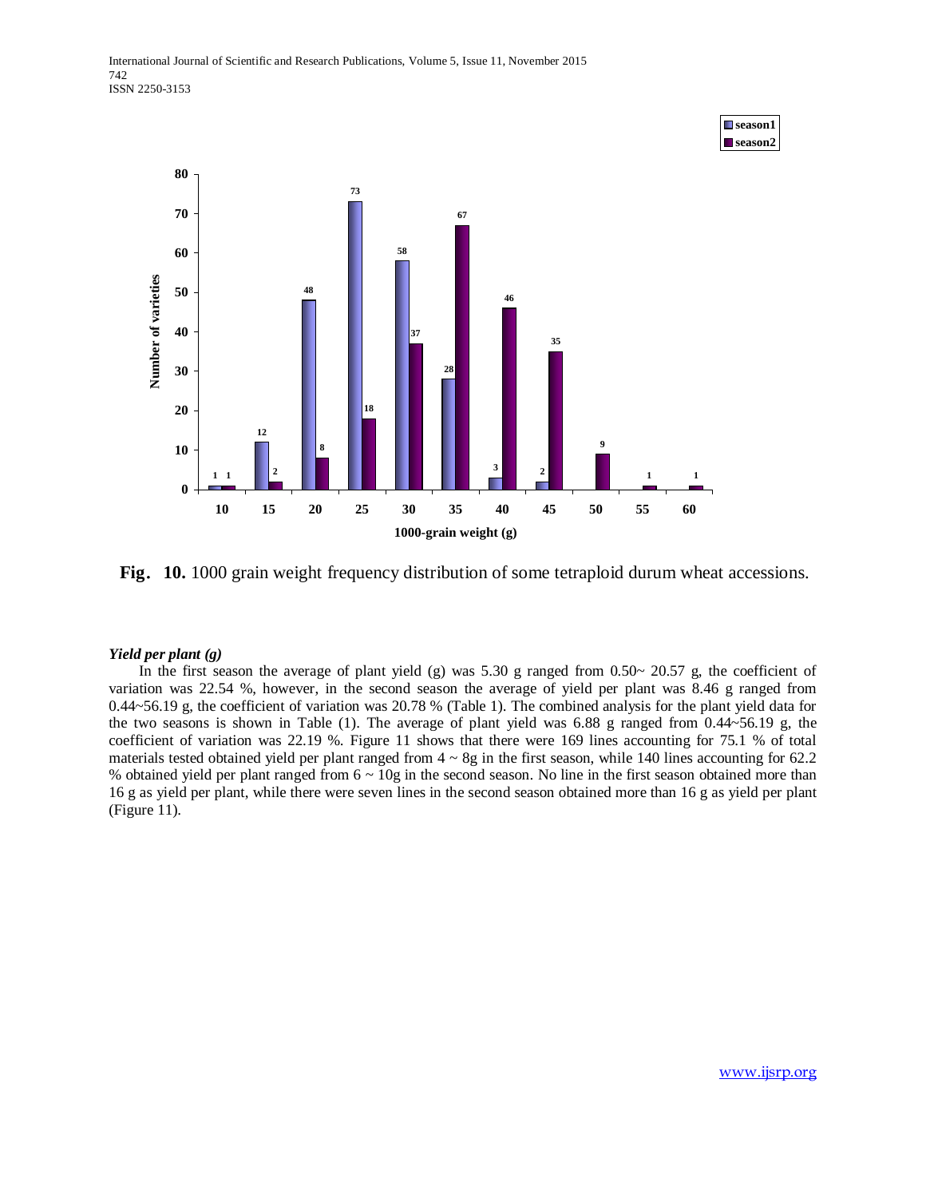**Fig. 10.** 1000 grain weight frequency distribution of some tetraploid durum wheat accessions.

***Yield per plant (g)***

In the first season the average of plant yield (g) was 5.30 g ranged from 0.50~ 20.57 g, the coefficient of variation was 22.54 %, however, in the second season the average of yield per plant was 8.46 g ranged from 0.44~56.19 g, the coefficient of variation was 20.78 % (Table 1). The combined analysis for the plant yield data for the two seasons is shown in Table (1). The average of plant yield was 6.88 g ranged from 0.44~56.19 g, the coefficient of variation was 22.19 %. Figure 11 shows that there were 169 lines accounting for 75.1 % of total materials tested obtained yield per plant ranged from 4 ~ 8g in the first season, while 140 lines accounting for 62.2 % obtained yield per plant ranged from 6 ~ 10g in the second season. No line in the first season obtained more than 16 g as yield per plant, while there were seven lines in the second season obtained more than 16 g as yield per plant (Figure 11).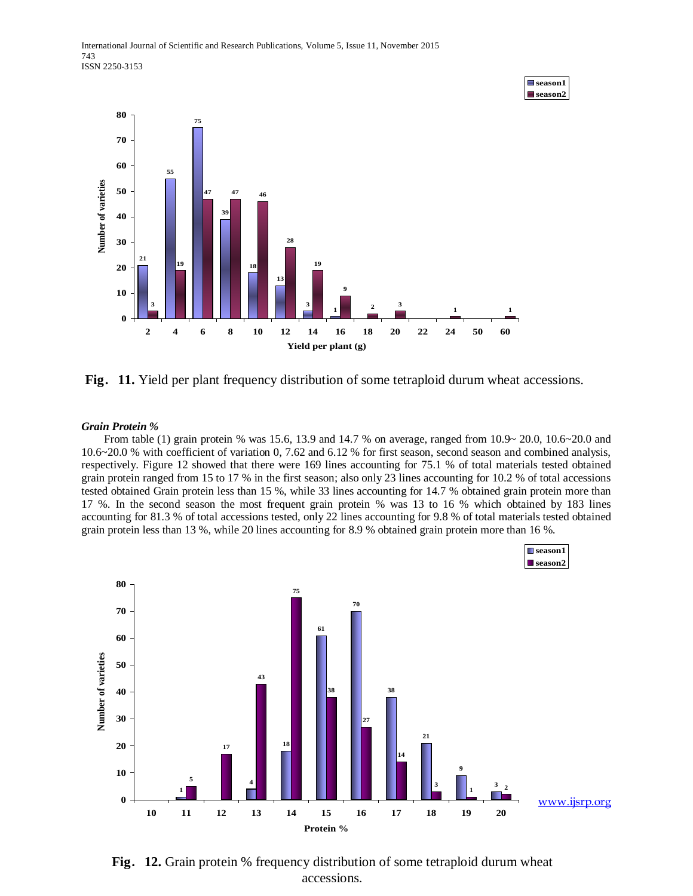Fig. 11. Yield per plant frequency distribution of some tetraploid durum wheat accessions.

### *Grain Protein %*

From table (1) grain protein % was 15.6, 13.9 and 14.7 % on average, ranged from 10.9~ 20.0, 10.6~20.0 and 10.6~20.0 % with coefficient of variation 0, 7.62 and 6.12 % for first season, second season and combined analysis, respectively. Figure 12 showed that there were 169 lines accounting for 75.1 % of total materials tested obtained grain protein ranged from 15 to 17 % in the first season; also only 23 lines accounting for 10.2 % of total accessions tested obtained Grain protein less than 15 %, while 33 lines accounting for 14.7 % obtained grain protein more than 17 %. In the second season the most frequent grain protein % was 13 to 16 % which obtained by 183 lines accounting for 81.3 % of total accessions tested, only 22 lines accounting for 9.8 % of total materials tested obtained grain protein less than 13 %, while 20 lines accounting for 8.9 % obtained grain protein more than 16 %.

Fig. 12. Grain protein % frequency distribution of some tetraploid durum wheat accessions.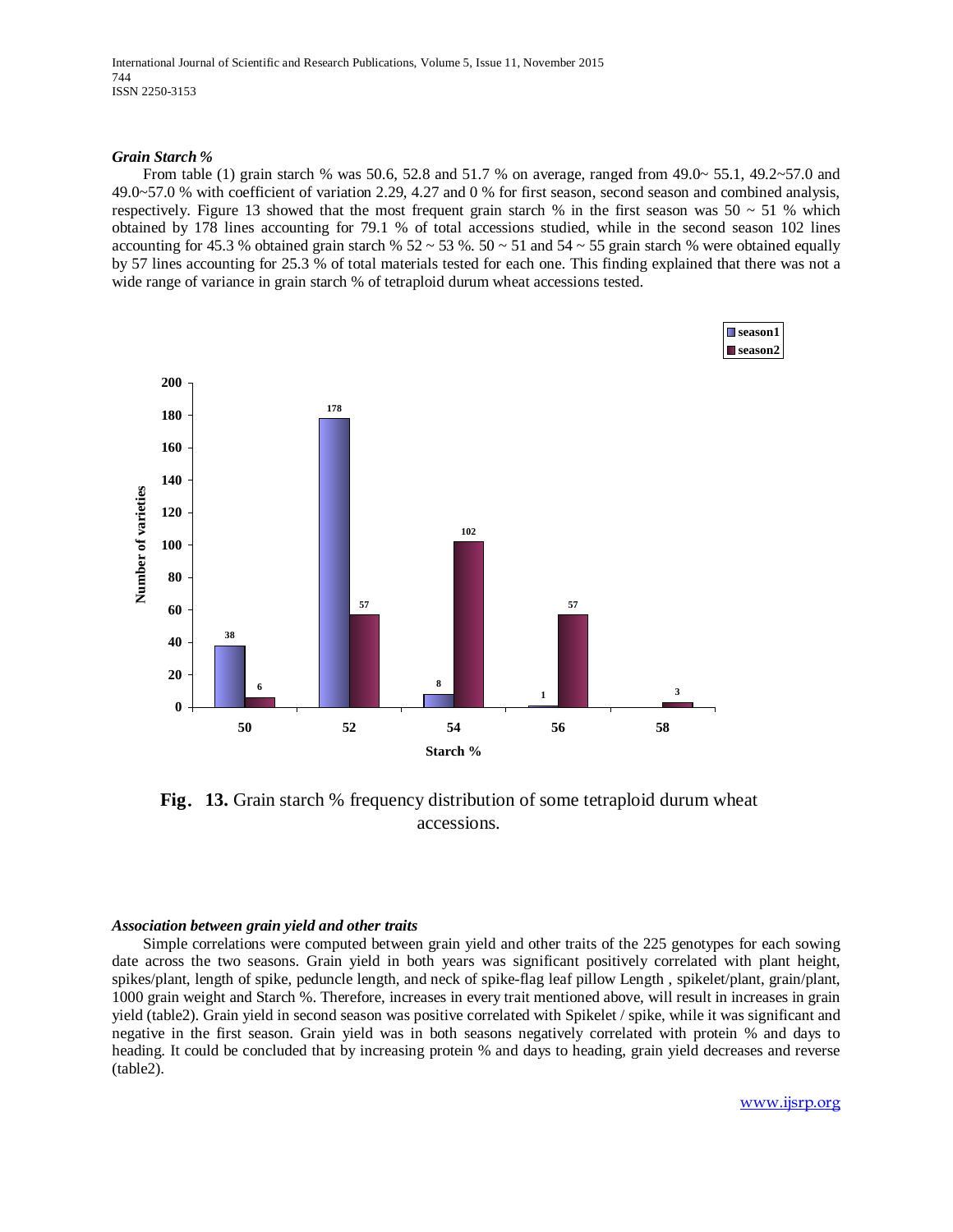### *Grain Starch %*

From table (1) grain starch % was 50.6, 52.8 and 51.7 % on average, ranged from 49.0~ 55.1, 49.2~57.0 and 49.0~57.0 % with coefficient of variation 2.29, 4.27 and 0 % for first season, second season and combined analysis, respectively. Figure 13 showed that the most frequent grain starch % in the first season was 50 ~ 51 % which obtained by 178 lines accounting for 79.1 % of total accessions studied, while in the second season 102 lines accounting for 45.3 % obtained grain starch % 52 ~ 53 %. 50 ~ 51 and 54 ~ 55 grain starch % were obtained equally by 57 lines accounting for 25.3 % of total materials tested for each one. This finding explained that there was not a wide range of variance in grain starch % of tetraploid durum wheat accessions tested.

**Fig. 13.** Grain starch % frequency distribution of some tetraploid durum wheat accessions.

### *Association between grain yield and other traits*

Simple correlations were computed between grain yield and other traits of the 225 genotypes for each sowing date across the two seasons. Grain yield in both years was significant positively correlated with plant height, spikes/plant, length of spike, peduncle length, and neck of spike-flag leaf pillow Length , spikelet/plant, grain/plant, 1000 grain weight and Starch %. Therefore, increases in every trait mentioned above, will result in increases in grain yield (table2). Grain yield in second season was positive correlated with Spikelet / spike, while it was significant and negative in the first season. Grain yield was in both seasons negatively correlated with protein % and days to heading. It could be concluded that by increasing protein % and days to heading, grain yield decreases and reverse (table2).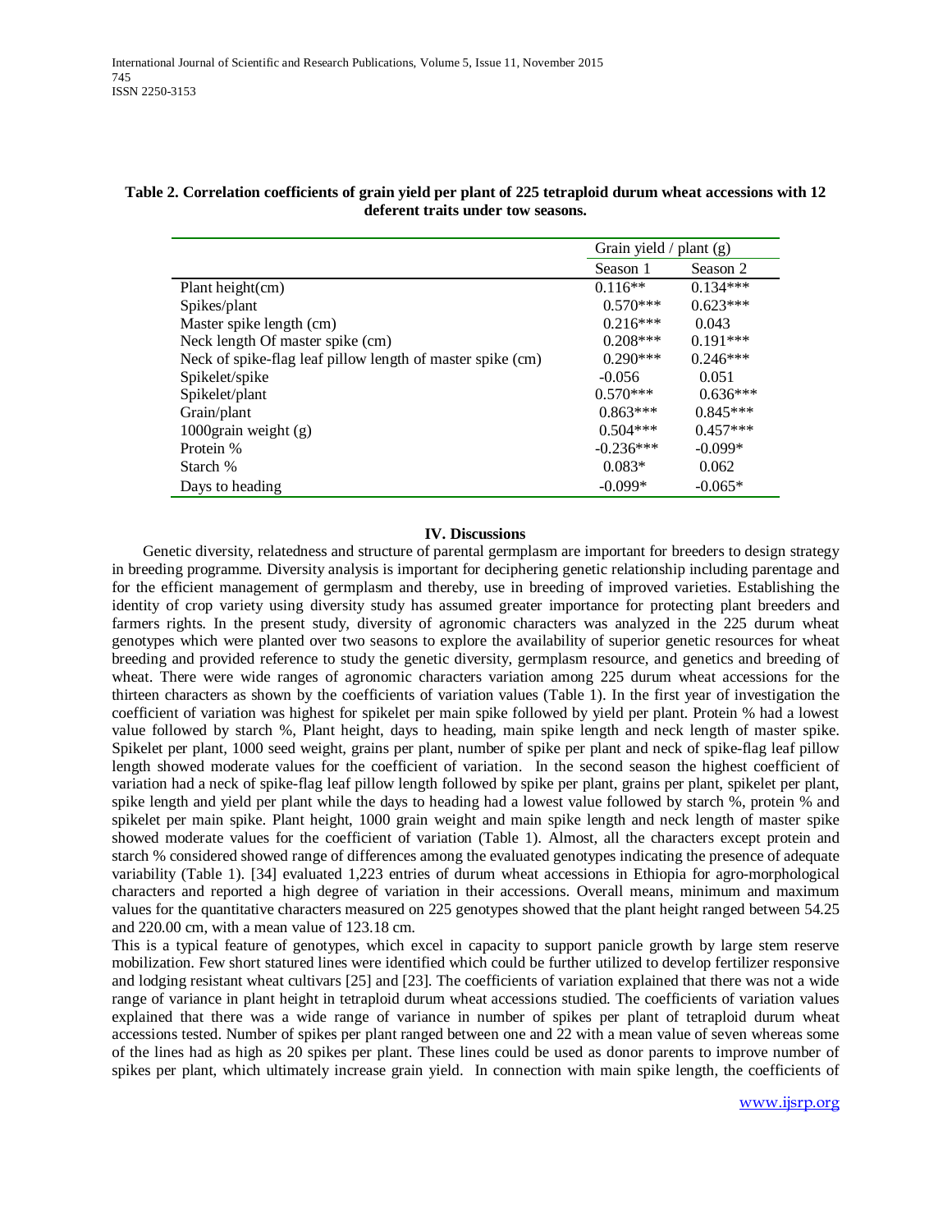**Table 2. Correlation coefficients of grain yield per plant of 225 tetraploid durum wheat accessions with 12 deferent traits under tow seasons.**

| | Grain yield / plant (g) | |
|---|---|---|
| | Season 1 | Season 2 |
| Plant height(cm) | 0.116** | 0.134*** |
| Spikes/plant | 0.570*** | 0.623*** |
| Master spike length (cm) | 0.216*** | 0.043 |
| Neck length Of master spike (cm) | 0.208*** | 0.191*** |
| Neck of spike-flag leaf pillow length of master spike (cm) | 0.290*** | 0.246*** |
| Spikelet/spike | -0.056 | 0.051 |
| Spikelet/plant | 0.570*** | 0.636*** |
| Grain/plant | 0.863*** | 0.845*** |
| 1000grain weight (g) | 0.504*** | 0.457*** |
| Protein % | -0.236*** | -0.099* |
| Starch % | 0.083* | 0.062 |
| Days to heading | -0.099* | -0.065* |

## IV. Discussions

Genetic diversity, relatedness and structure of parental germplasm are important for breeders to design strategy in breeding programme. Diversity analysis is important for deciphering genetic relationship including parentage and for the efficient management of germplasm and thereby, use in breeding of improved varieties. Establishing the identity of crop variety using diversity study has assumed greater importance for protecting plant breeders and farmers rights. In the present study, diversity of agronomic characters was analyzed in the 225 durum wheat genotypes which were planted over two seasons to explore the availability of superior genetic resources for wheat breeding and provided reference to study the genetic diversity, germplasm resource, and genetics and breeding of wheat. There were wide ranges of agronomic characters variation among 225 durum wheat accessions for the thirteen characters as shown by the coefficients of variation values (Table 1). In the first year of investigation the coefficient of variation was highest for spikelet per main spike followed by yield per plant. Protein % had a lowest value followed by starch %, Plant height, days to heading, main spike length and neck length of master spike. Spikelet per plant, 1000 seed weight, grains per plant, number of spike per plant and neck of spike-flag leaf pillow length showed moderate values for the coefficient of variation. In the second season the highest coefficient of variation had a neck of spike-flag leaf pillow length followed by spike per plant, grains per plant, spikelet per plant, spike length and yield per plant while the days to heading had a lowest value followed by starch %, protein % and spikelet per main spike. Plant height, 1000 grain weight and main spike length and neck length of master spike showed moderate values for the coefficient of variation (Table 1). Almost, all the characters except protein and starch % considered showed range of differences among the evaluated genotypes indicating the presence of adequate variability (Table 1). [34] evaluated 1,223 entries of durum wheat accessions in Ethiopia for agro-morphological characters and reported a high degree of variation in their accessions. Overall means, minimum and maximum values for the quantitative characters measured on 225 genotypes showed that the plant height ranged between 54.25 and 220.00 cm, with a mean value of 123.18 cm.

This is a typical feature of genotypes, which excel in capacity to support panicle growth by large stem reserve mobilization. Few short statured lines were identified which could be further utilized to develop fertilizer responsive and lodging resistant wheat cultivars [25] and [23]. The coefficients of variation explained that there was not a wide range of variance in plant height in tetraploid durum wheat accessions studied. The coefficients of variation values explained that there was a wide range of variance in number of spikes per plant of tetraploid durum wheat accessions tested. Number of spikes per plant ranged between one and 22 with a mean value of seven whereas some of the lines had as high as 20 spikes per plant. These lines could be used as donor parents to improve number of spikes per plant, which ultimately increase grain yield. In connection with main spike length, the coefficients of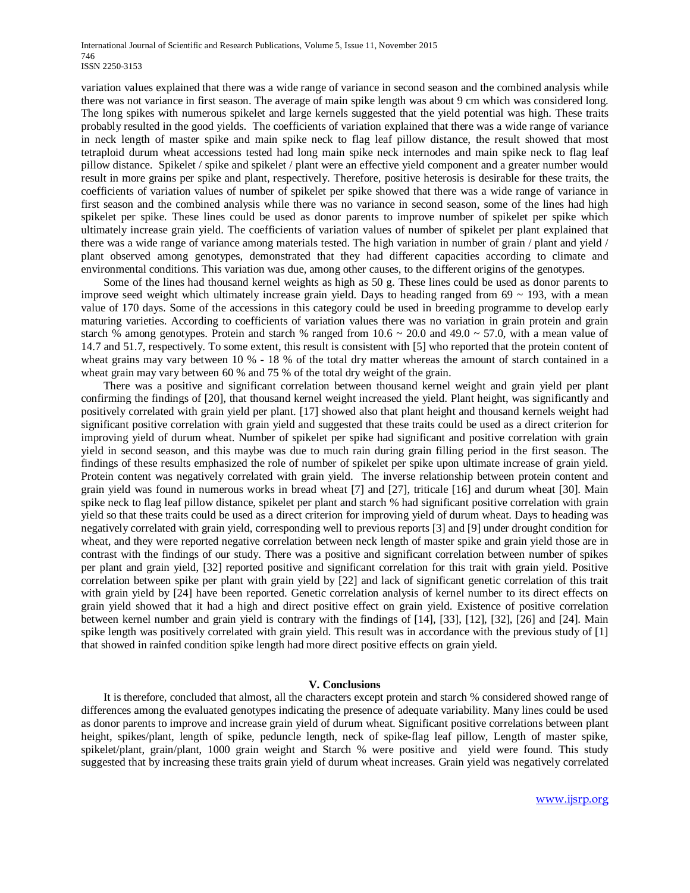variation values explained that there was a wide range of variance in second season and the combined analysis while there was not variance in first season. The average of main spike length was about 9 cm which was considered long. The long spikes with numerous spikelet and large kernels suggested that the yield potential was high. These traits probably resulted in the good yields. The coefficients of variation explained that there was a wide range of variance in neck length of master spike and main spike neck to flag leaf pillow distance, the result showed that most tetraploid durum wheat accessions tested had long main spike neck internodes and main spike neck to flag leaf pillow distance. Spikelet / spike and spikelet / plant were an effective yield component and a greater number would result in more grains per spike and plant, respectively. Therefore, positive heterosis is desirable for these traits, the coefficients of variation values of number of spikelet per spike showed that there was a wide range of variance in first season and the combined analysis while there was no variance in second season, some of the lines had high spikelet per spike. These lines could be used as donor parents to improve number of spikelet per spike which ultimately increase grain yield. The coefficients of variation values of number of spikelet per plant explained that there was a wide range of variance among materials tested. The high variation in number of grain / plant and yield / plant observed among genotypes, demonstrated that they had different capacities according to climate and environmental conditions. This variation was due, among other causes, to the different origins of the genotypes.

Some of the lines had thousand kernel weights as high as 50 g. These lines could be used as donor parents to improve seed weight which ultimately increase grain yield. Days to heading ranged from 69 ~ 193, with a mean value of 170 days. Some of the accessions in this category could be used in breeding programme to develop early maturing varieties. According to coefficients of variation values there was no variation in grain protein and grain starch % among genotypes. Protein and starch % ranged from 10.6 ~ 20.0 and 49.0 ~ 57.0, with a mean value of 14.7 and 51.7, respectively. To some extent, this result is consistent with [5] who reported that the protein content of wheat grains may vary between 10 % - 18 % of the total dry matter whereas the amount of starch contained in a wheat grain may vary between 60 % and 75 % of the total dry weight of the grain.

There was a positive and significant correlation between thousand kernel weight and grain yield per plant confirming the findings of [20], that thousand kernel weight increased the yield. Plant height, was significantly and positively correlated with grain yield per plant. [17] showed also that plant height and thousand kernels weight had significant positive correlation with grain yield and suggested that these traits could be used as a direct criterion for improving yield of durum wheat. Number of spikelet per spike had significant and positive correlation with grain yield in second season, and this maybe was due to much rain during grain filling period in the first season. The findings of these results emphasized the role of number of spikelet per spike upon ultimate increase of grain yield. Protein content was negatively correlated with grain yield. The inverse relationship between protein content and grain yield was found in numerous works in bread wheat [7] and [27], triticale [16] and durum wheat [30]. Main spike neck to flag leaf pillow distance, spikelet per plant and starch % had significant positive correlation with grain yield so that these traits could be used as a direct criterion for improving yield of durum wheat. Days to heading was negatively correlated with grain yield, corresponding well to previous reports [3] and [9] under drought condition for wheat, and they were reported negative correlation between neck length of master spike and grain yield those are in contrast with the findings of our study. There was a positive and significant correlation between number of spikes per plant and grain yield, [32] reported positive and significant correlation for this trait with grain yield. Positive correlation between spike per plant with grain yield by [22] and lack of significant genetic correlation of this trait with grain yield by [24] have been reported. Genetic correlation analysis of kernel number to its direct effects on grain yield showed that it had a high and direct positive effect on grain yield. Existence of positive correlation between kernel number and grain yield is contrary with the findings of [14], [33], [12], [32], [26] and [24]. Main spike length was positively correlated with grain yield. This result was in accordance with the previous study of [1] that showed in rainfed condition spike length had more direct positive effects on grain yield.

## V. Conclusions

It is therefore, concluded that almost, all the characters except protein and starch % considered showed range of differences among the evaluated genotypes indicating the presence of adequate variability. Many lines could be used as donor parents to improve and increase grain yield of durum wheat. Significant positive correlations between plant height, spikes/plant, length of spike, peduncle length, neck of spike-flag leaf pillow, Length of master spike, spikelet/plant, grain/plant, 1000 grain weight and Starch % were positive and yield were found. This study suggested that by increasing these traits grain yield of durum wheat increases. Grain yield was negatively correlated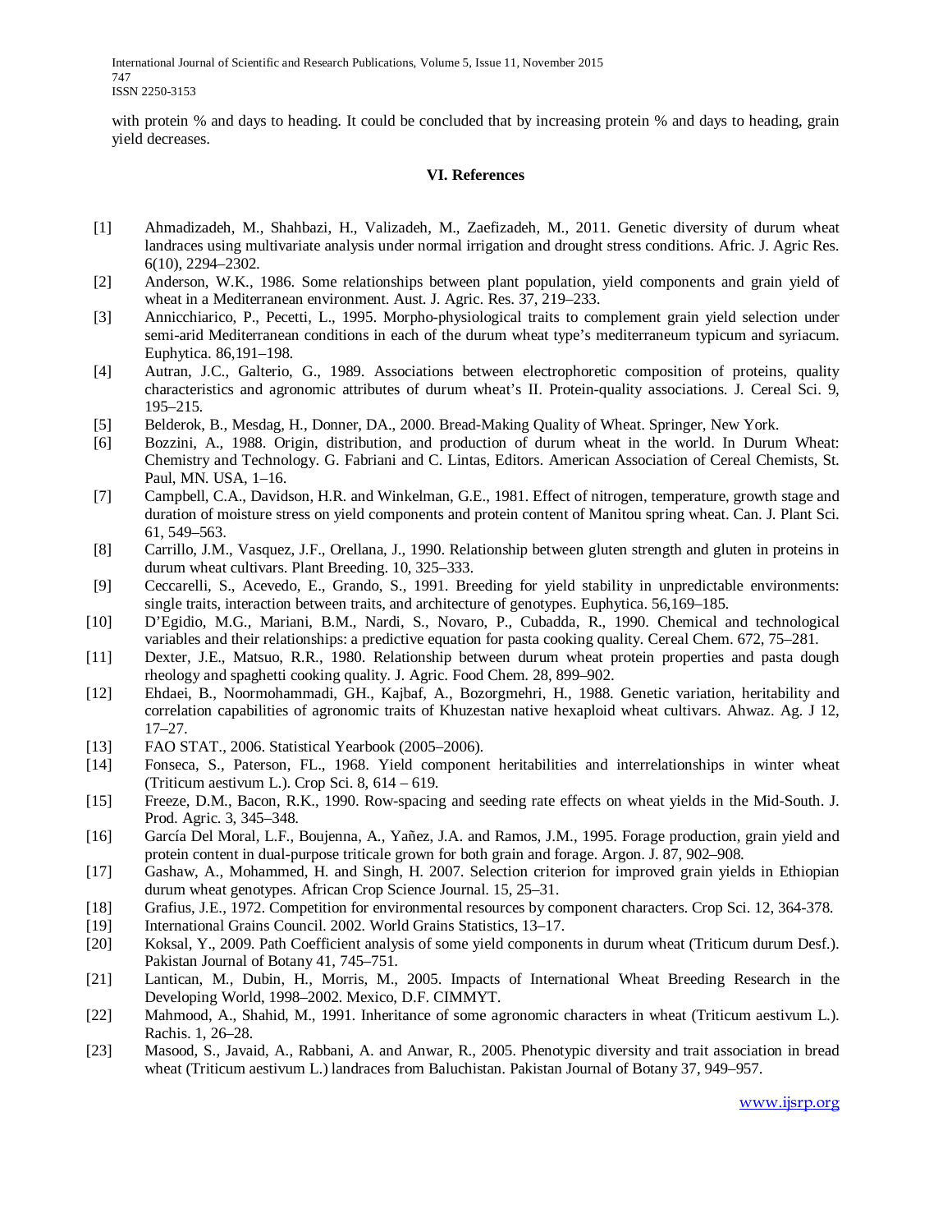with protein % and days to heading. It could be concluded that by increasing protein % and days to heading, grain yield decreases.

## VI. References

[1] Ahmadizadeh, M., Shahbazi, H., Valizadeh, M., Zaefizadeh, M., 2011. Genetic diversity of durum wheat landraces using multivariate analysis under normal irrigation and drought stress conditions. Afric. J. Agric Res. 6(10), 2294–2302.

[2] Anderson, W.K., 1986. Some relationships between plant population, yield components and grain yield of wheat in a Mediterranean environment. Aust. J. Agric. Res. 37, 219–233.

[3] Annicchiarico, P., Pecetti, L., 1995. Morpho-physiological traits to complement grain yield selection under semi-arid Mediterranean conditions in each of the durum wheat type's mediterraneum typicum and syriacum. Euphytica. 86,191–198.

[4] Autran, J.C., Galterio, G., 1989. Associations between electrophoretic composition of proteins, quality characteristics and agronomic attributes of durum wheat's II. Protein-quality associations. J. Cereal Sci. 9, 195–215.

[5] Belderok, B., Mesdag, H., Donner, DA., 2000. Bread-Making Quality of Wheat. Springer, New York.

[6] Bozzini, A., 1988. Origin, distribution, and production of durum wheat in the world. In Durum Wheat: Chemistry and Technology. G. Fabriani and C. Lintas, Editors. American Association of Cereal Chemists, St. Paul, MN. USA, 1–16.

[7] Campbell, C.A., Davidson, H.R. and Winkelman, G.E., 1981. Effect of nitrogen, temperature, growth stage and duration of moisture stress on yield components and protein content of Manitou spring wheat. Can. J. Plant Sci. 61, 549–563.

[8] Carrillo, J.M., Vasquez, J.F., Orellana, J., 1990. Relationship between gluten strength and gluten in proteins in durum wheat cultivars. Plant Breeding. 10, 325–333.

[9] Ceccarelli, S., Acevedo, E., Grando, S., 1991. Breeding for yield stability in unpredictable environments: single traits, interaction between traits, and architecture of genotypes. Euphytica. 56,169–185.

[10] D'Egidio, M.G., Mariani, B.M., Nardi, S., Novaro, P., Cubadda, R., 1990. Chemical and technological variables and their relationships: a predictive equation for pasta cooking quality. Cereal Chem. 672, 75–281.

[11] Dexter, J.E., Matsuo, R.R., 1980. Relationship between durum wheat protein properties and pasta dough rheology and spaghetti cooking quality. J. Agric. Food Chem. 28, 899–902.

[12] Ehdaei, B., Noormohammadi, GH., Kajbaf, A., Bozorgmehri, H., 1988. Genetic variation, heritability and correlation capabilities of agronomic traits of Khuzestan native hexaploid wheat cultivars. Ahwaz. Ag. J 12, 17–27.

[13] FAO STAT., 2006. Statistical Yearbook (2005–2006).

[14] Fonseca, S., Paterson, FL., 1968. Yield component heritabilities and interrelationships in winter wheat (Triticum aestivum L.). Crop Sci. 8, 614 – 619.

[15] Freeze, D.M., Bacon, R.K., 1990. Row-spacing and seeding rate effects on wheat yields in the Mid-South. J. Prod. Agric. 3, 345–348.

[16] García Del Moral, L.F., Boujenna, A., Yañez, J.A. and Ramos, J.M., 1995. Forage production, grain yield and protein content in dual-purpose triticale grown for both grain and forage. Argon. J. 87, 902–908.

[17] Gashaw, A., Mohammed, H. and Singh, H. 2007. Selection criterion for improved grain yields in Ethiopian durum wheat genotypes. African Crop Science Journal. 15, 25–31.

[18] Grafius, J.E., 1972. Competition for environmental resources by component characters. Crop Sci. 12, 364-378.

[19] International Grains Council. 2002. World Grains Statistics, 13–17.

[20] Koksal, Y., 2009. Path Coefficient analysis of some yield components in durum wheat (Triticum durum Desf.). Pakistan Journal of Botany 41, 745–751.

[21] Lantican, M., Dubin, H., Morris, M., 2005. Impacts of International Wheat Breeding Research in the Developing World, 1998–2002. Mexico, D.F. CIMMYT.

[22] Mahmood, A., Shahid, M., 1991. Inheritance of some agronomic characters in wheat (Triticum aestivum L.). Rachis. 1, 26–28.

[23] Masood, S., Javaid, A., Rabbani, A. and Anwar, R., 2005. Phenotypic diversity and trait association in bread wheat (Triticum aestivum L.) landraces from Baluchistan. Pakistan Journal of Botany 37, 949–957.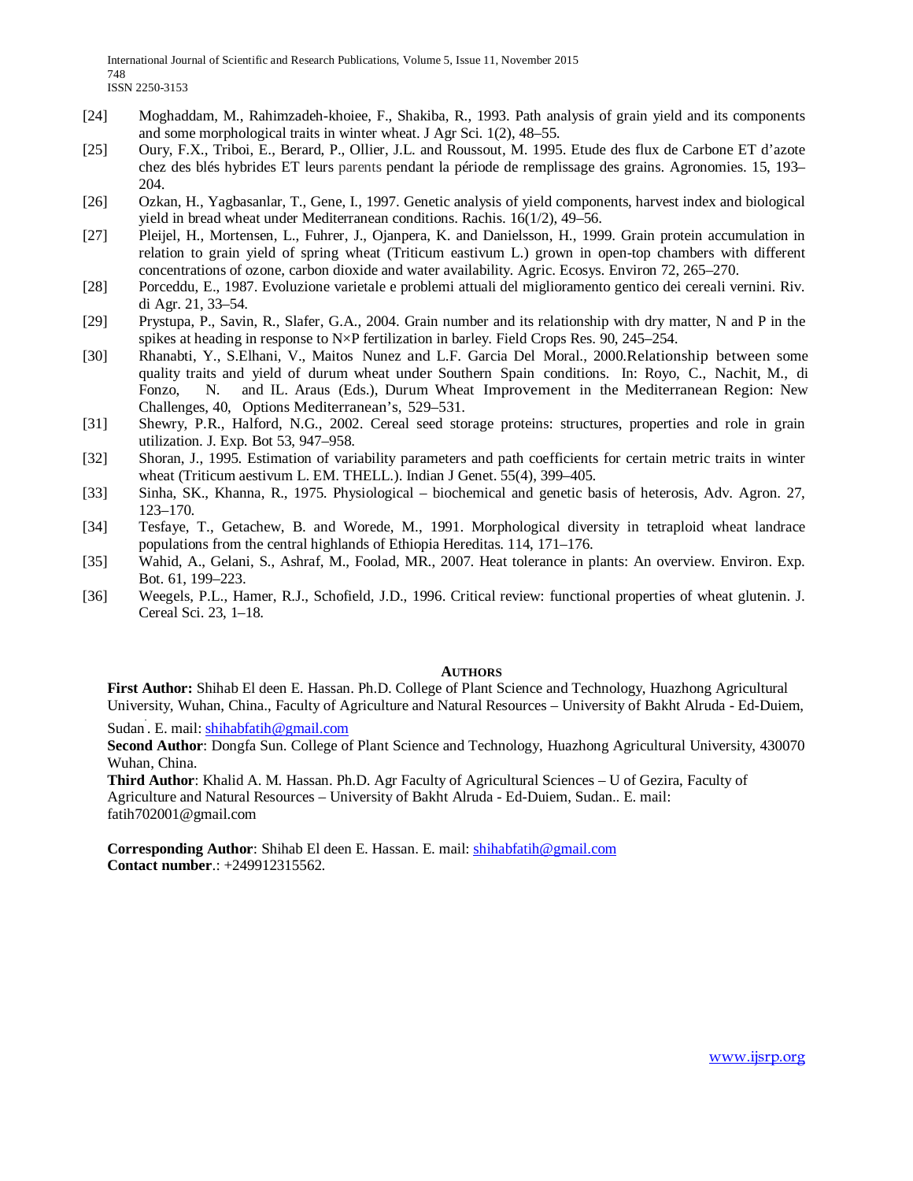[24] Moghaddam, M., Rahimzadeh-khoiee, F., Shakiba, R., 1993. Path analysis of grain yield and its components and some morphological traits in winter wheat. J Agr Sci. 1(2), 48–55.

[25] Oury, F.X., Triboi, E., Berard, P., Ollier, J.L. and Roussout, M. 1995. Etude des flux de Carbone ET d'azote chez des blés hybrides ET leurs parents pendant la période de remplissage des grains. Agronomies. 15, 193–204.

[26] Ozkan, H., Yagbasanlar, T., Gene, I., 1997. Genetic analysis of yield components, harvest index and biological yield in bread wheat under Mediterranean conditions. Rachis. 16(1/2), 49–56.

[27] Pleijel, H., Mortensen, L., Fuhrer, J., Ojanpera, K. and Danielsson, H., 1999. Grain protein accumulation in relation to grain yield of spring wheat (Triticum eastivum L.) grown in open-top chambers with different concentrations of ozone, carbon dioxide and water availability. Agric. Ecosys. Environ 72, 265–270.

[28] Porceddu, E., 1987. Evoluzione varietale e problemi attuali del miglioramento gentico dei cereali vernini. Riv. di Agr. 21, 33–54.

[29] Prystupa, P., Savin, R., Slafer, G.A., 2004. Grain number and its relationship with dry matter, N and P in the spikes at heading in response to N×P fertilization in barley. Field Crops Res. 90, 245–254.

[30] Rhanabti, Y., S.Elhani, V., Maitos Nunez and L.F. Garcia Del Moral., 2000.Relationship between some quality traits and yield of durum wheat under Southern Spain conditions. In: Royo, C., Nachit, M., di Fonzo, N. and IL. Araus (Eds.), Durum Wheat Improvement in the Mediterranean Region: New Challenges, 40, Options Mediterranean's, 529–531.

[31] Shewry, P.R., Halford, N.G., 2002. Cereal seed storage proteins: structures, properties and role in grain utilization. J. Exp. Bot 53, 947–958.

[32] Shoran, J., 1995. Estimation of variability parameters and path coefficients for certain metric traits in winter wheat (Triticum aestivum L. EM. THELL.). Indian J Genet. 55(4), 399–405.

[33] Sinha, SK., Khanna, R., 1975. Physiological – biochemical and genetic basis of heterosis, Adv. Agron. 27, 123–170.

[34] Tesfaye, T., Getachew, B. and Worede, M., 1991. Morphological diversity in tetraploid wheat landrace populations from the central highlands of Ethiopia Hereditas. 114, 171–176.

[35] Wahid, A., Gelani, S., Ashraf, M., Foolad, MR., 2007. Heat tolerance in plants: An overview. Environ. Exp. Bot. 61, 199–223.

[36] Weegels, P.L., Hamer, R.J., Schofield, J.D., 1996. Critical review: functional properties of wheat glutenin. J. Cereal Sci. 23, 1–18.

## Authors

**First Author:** Shihab El deen E. Hassan. Ph.D. College of Plant Science and Technology, Huazhong Agricultural University, Wuhan, China., Faculty of Agriculture and Natural Resources – University of Bakht Alruda - Ed-Duiem, Sudan. E. mail: shihabfatih@gmail.com

**Second Author**: Dongfa Sun. College of Plant Science and Technology, Huazhong Agricultural University, 430070 Wuhan, China.

**Third Author**: Khalid A. M. Hassan. Ph.D. Agr Faculty of Agricultural Sciences – U of Gezira, Faculty of Agriculture and Natural Resources – University of Bakht Alruda - Ed-Duiem, Sudan.. E. mail: fatih702001@gmail.com

**Corresponding Author**: Shihab El deen E. Hassan. E. mail: shihabfatih@gmail.com
**Contact number**.: +249912315562.